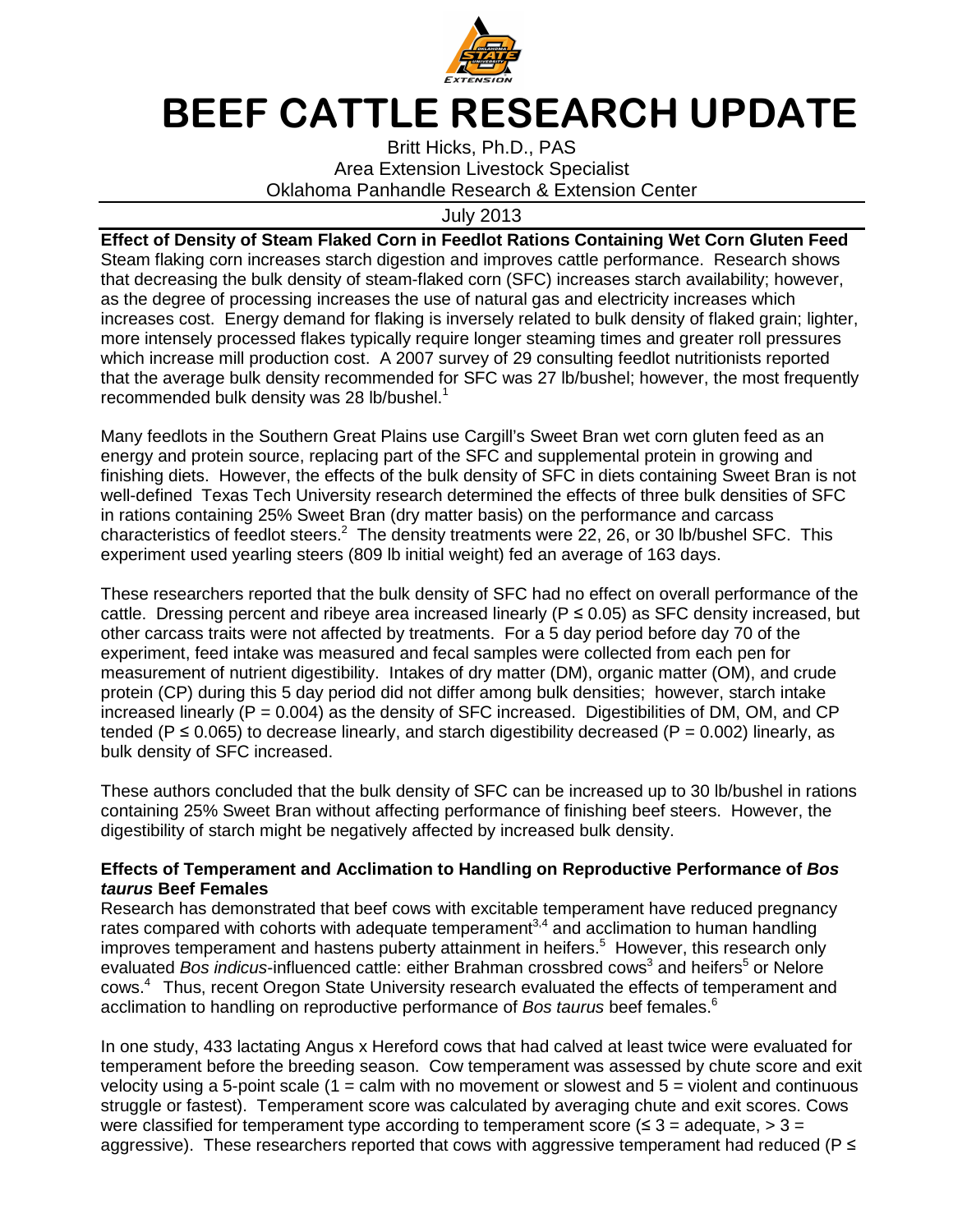# BEEF CATTLE RESEARCH UPDATE

Britt Hicks, Ph.D., PAS
Area Extension Livestock Specialist
Oklahoma Panhandle Research & Extension Center

July 2013

**Effect of Density of Steam Flaked Corn in Feedlot Rations Containing Wet Corn Gluten Feed**

Steam flaking corn increases starch digestion and improves cattle performance. Research shows that decreasing the bulk density of steam-flaked corn (SFC) increases starch availability; however, as the degree of processing increases the use of natural gas and electricity increases which increases cost. Energy demand for flaking is inversely related to bulk density of flaked grain; lighter, more intensely processed flakes typically require longer steaming times and greater roll pressures which increase mill production cost. A 2007 survey of 29 consulting feedlot nutritionists reported that the average bulk density recommended for SFC was 27 lb/bushel; however, the most frequently recommended bulk density was 28 lb/bushel.[1]

Many feedlots in the Southern Great Plains use Cargill's Sweet Bran wet corn gluten feed as an energy and protein source, replacing part of the SFC and supplemental protein in growing and finishing diets. However, the effects of the bulk density of SFC in diets containing Sweet Bran is not well-defined Texas Tech University research determined the effects of three bulk densities of SFC in rations containing 25% Sweet Bran (dry matter basis) on the performance and carcass characteristics of feedlot steers.[2] The density treatments were 22, 26, or 30 lb/bushel SFC. This experiment used yearling steers (809 lb initial weight) fed an average of 163 days.

These researchers reported that the bulk density of SFC had no effect on overall performance of the cattle. Dressing percent and ribeye area increased linearly ($P \leq 0.05$) as SFC density increased, but other carcass traits were not affected by treatments. For a 5 day period before day 70 of the experiment, feed intake was measured and fecal samples were collected from each pen for measurement of nutrient digestibility. Intakes of dry matter (DM), organic matter (OM), and crude protein (CP) during this 5 day period did not differ among bulk densities; however, starch intake increased linearly ($P = 0.004$) as the density of SFC increased. Digestibilities of DM, OM, and CP tended ($P \leq 0.065$) to decrease linearly, and starch digestibility decreased ($P = 0.002$) linearly, as bulk density of SFC increased.

These authors concluded that the bulk density of SFC can be increased up to 30 lb/bushel in rations containing 25% Sweet Bran without affecting performance of finishing beef steers. However, the digestibility of starch might be negatively affected by increased bulk density.

**Effects of Temperament and Acclimation to Handling on Reproductive Performance of *Bos taurus* Beef Females**

Research has demonstrated that beef cows with excitable temperament have reduced pregnancy rates compared with cohorts with adequate temperament[3,4] and acclimation to human handling improves temperament and hastens puberty attainment in heifers.[5] However, this research only evaluated *Bos indicus*-influenced cattle: either Brahman crossbred cows[3] and heifers[5] or Nelore cows.[4] Thus, recent Oregon State University research evaluated the effects of temperament and acclimation to handling on reproductive performance of *Bos taurus* beef females.[6]

In one study, 433 lactating Angus x Hereford cows that had calved at least twice were evaluated for temperament before the breeding season. Cow temperament was assessed by chute score and exit velocity using a 5-point scale (1 = calm with no movement or slowest and 5 = violent and continuous struggle or fastest). Temperament score was calculated by averaging chute and exit scores. Cows were classified for temperament type according to temperament score ($\leq 3$ = adequate, $> 3$ = aggressive). These researchers reported that cows with aggressive temperament had reduced ($P \leq$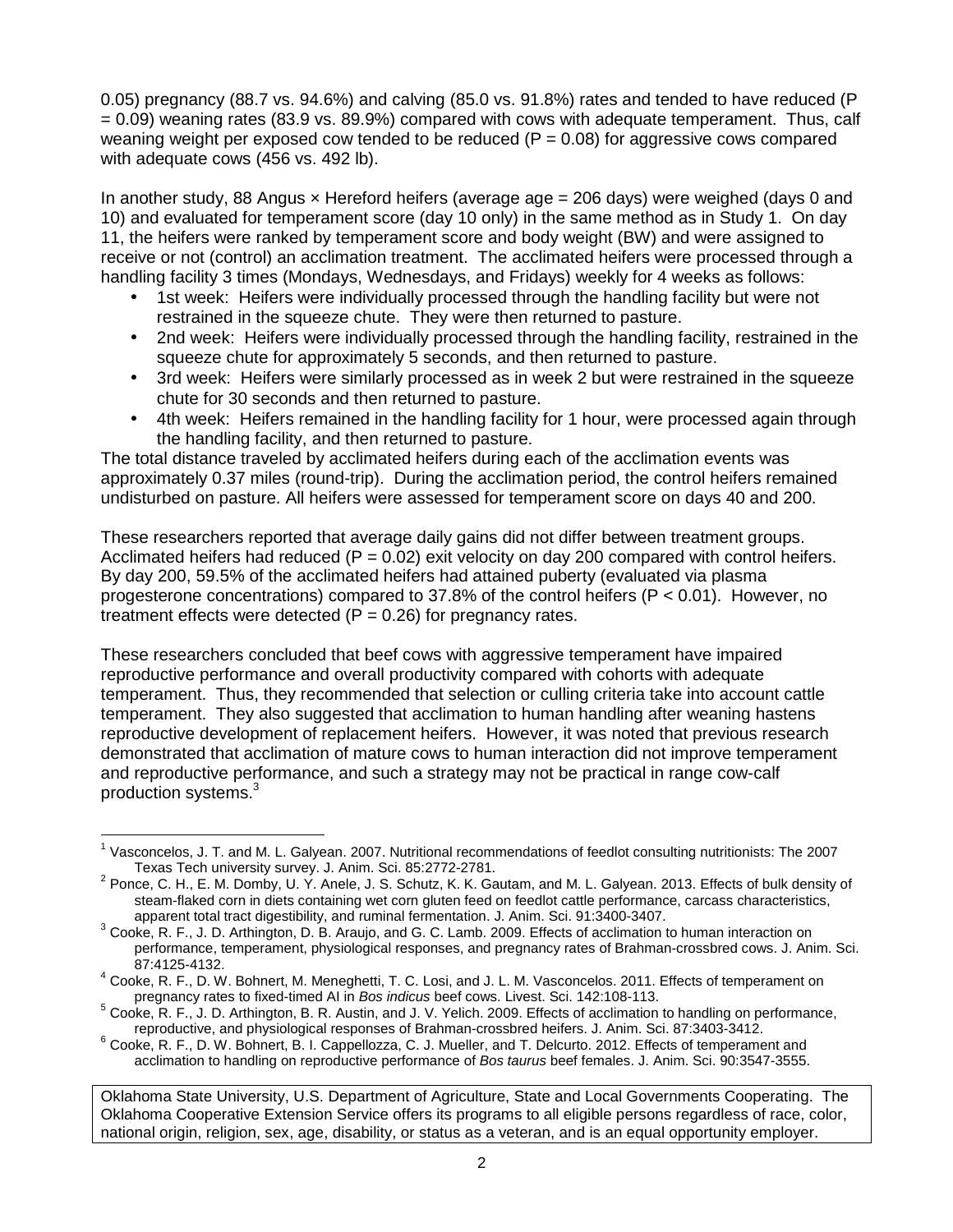0.05) pregnancy (88.7 vs. 94.6%) and calving (85.0 vs. 91.8%) rates and tended to have reduced (P = 0.09) weaning rates (83.9 vs. 89.9%) compared with cows with adequate temperament. Thus, calf weaning weight per exposed cow tended to be reduced (P = 0.08) for aggressive cows compared with adequate cows (456 vs. 492 lb).

In another study, 88 Angus × Hereford heifers (average age = 206 days) were weighed (days 0 and 10) and evaluated for temperament score (day 10 only) in the same method as in Study 1. On day 11, the heifers were ranked by temperament score and body weight (BW) and were assigned to receive or not (control) an acclimation treatment. The acclimated heifers were processed through a handling facility 3 times (Mondays, Wednesdays, and Fridays) weekly for 4 weeks as follows:

- 1st week: Heifers were individually processed through the handling facility but were not restrained in the squeeze chute. They were then returned to pasture.
- 2nd week: Heifers were individually processed through the handling facility, restrained in the squeeze chute for approximately 5 seconds, and then returned to pasture.
- 3rd week: Heifers were similarly processed as in week 2 but were restrained in the squeeze chute for 30 seconds and then returned to pasture.
- 4th week: Heifers remained in the handling facility for 1 hour, were processed again through the handling facility, and then returned to pasture.

The total distance traveled by acclimated heifers during each of the acclimation events was approximately 0.37 miles (round-trip). During the acclimation period, the control heifers remained undisturbed on pasture. All heifers were assessed for temperament score on days 40 and 200.

These researchers reported that average daily gains did not differ between treatment groups. Acclimated heifers had reduced (P = 0.02) exit velocity on day 200 compared with control heifers. By day 200, 59.5% of the acclimated heifers had attained puberty (evaluated via plasma progesterone concentrations) compared to 37.8% of the control heifers (P < 0.01). However, no treatment effects were detected (P = 0.26) for pregnancy rates.

These researchers concluded that beef cows with aggressive temperament have impaired reproductive performance and overall productivity compared with cohorts with adequate temperament. Thus, they recommended that selection or culling criteria take into account cattle temperament. They also suggested that acclimation to human handling after weaning hastens reproductive development of replacement heifers. However, it was noted that previous research demonstrated that acclimation of mature cows to human interaction did not improve temperament and reproductive performance, and such a strategy may not be practical in range cow-calf production systems.[3]

---

[1] Vasconcelos, J. T. and M. L. Galyean. 2007. Nutritional recommendations of feedlot consulting nutritionists: The 2007 Texas Tech university survey. J. Anim. Sci. 85:2772-2781.

[2] Ponce, C. H., E. M. Domby, U. Y. Anele, J. S. Schutz, K. K. Gautam, and M. L. Galyean. 2013. Effects of bulk density of steam-flaked corn in diets containing wet corn gluten feed on feedlot cattle performance, carcass characteristics, apparent total tract digestibility, and ruminal fermentation. J. Anim. Sci. 91:3400-3407.

[3] Cooke, R. F., J. D. Arthington, D. B. Araujo, and G. C. Lamb. 2009. Effects of acclimation to human interaction on performance, temperament, physiological responses, and pregnancy rates of Brahman-crossbred cows. J. Anim. Sci. 87:4125-4132.

[4] Cooke, R. F., D. W. Bohnert, M. Meneghetti, T. C. Losi, and J. L. M. Vasconcelos. 2011. Effects of temperament on pregnancy rates to fixed-timed AI in *Bos indicus* beef cows. Livest. Sci. 142:108-113.

[5] Cooke, R. F., J. D. Arthington, B. R. Austin, and J. V. Yelich. 2009. Effects of acclimation to handling on performance, reproductive, and physiological responses of Brahman-crossbred heifers. J. Anim. Sci. 87:3403-3412.

[6] Cooke, R. F., D. W. Bohnert, B. I. Cappellozza, C. J. Mueller, and T. Delcurto. 2012. Effects of temperament and acclimation to handling on reproductive performance of *Bos taurus* beef females. J. Anim. Sci. 90:3547-3555.

Oklahoma State University, U.S. Department of Agriculture, State and Local Governments Cooperating. The Oklahoma Cooperative Extension Service offers its programs to all eligible persons regardless of race, color, national origin, religion, sex, age, disability, or status as a veteran, and is an equal opportunity employer.